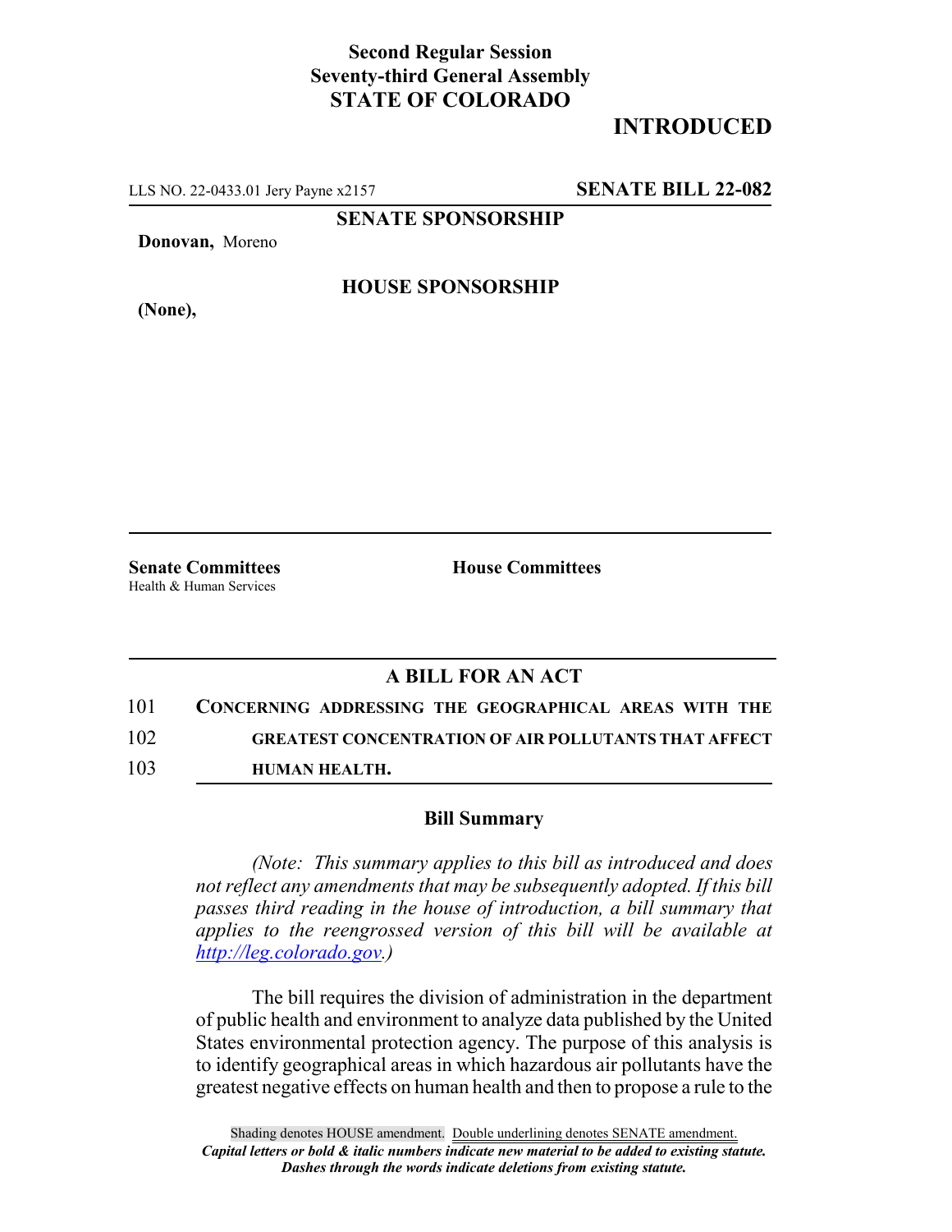**Second Regular Session**
**Seventy-third General Assembly**
**STATE OF COLORADO**

# INTRODUCED

LLS NO. 22-0433.01 Jery Payne x2157 **SENATE BILL 22-082**

**SENATE SPONSORSHIP**

**Donovan,** Moreno

**HOUSE SPONSORSHIP**

**(None),**

**Senate Committees**
Health & Human Services

**House Committees**

## A BILL FOR AN ACT

101 **CONCERNING ADDRESSING THE GEOGRAPHICAL AREAS WITH THE**
102 **GREATEST CONCENTRATION OF AIR POLLUTANTS THAT AFFECT**
103 **HUMAN HEALTH.**

### Bill Summary

*(Note: This summary applies to this bill as introduced and does not reflect any amendments that may be subsequently adopted. If this bill passes third reading in the house of introduction, a bill summary that applies to the reengrossed version of this bill will be available at http://leg.colorado.gov.)*

The bill requires the division of administration in the department of public health and environment to analyze data published by the United States environmental protection agency. The purpose of this analysis is to identify geographical areas in which hazardous air pollutants have the greatest negative effects on human health and then to propose a rule to the

Shading denotes HOUSE amendment. Double underlining denotes SENATE amendment.
***Capital letters or bold & italic numbers indicate new material to be added to existing statute.***
***Dashes through the words indicate deletions from existing statute.***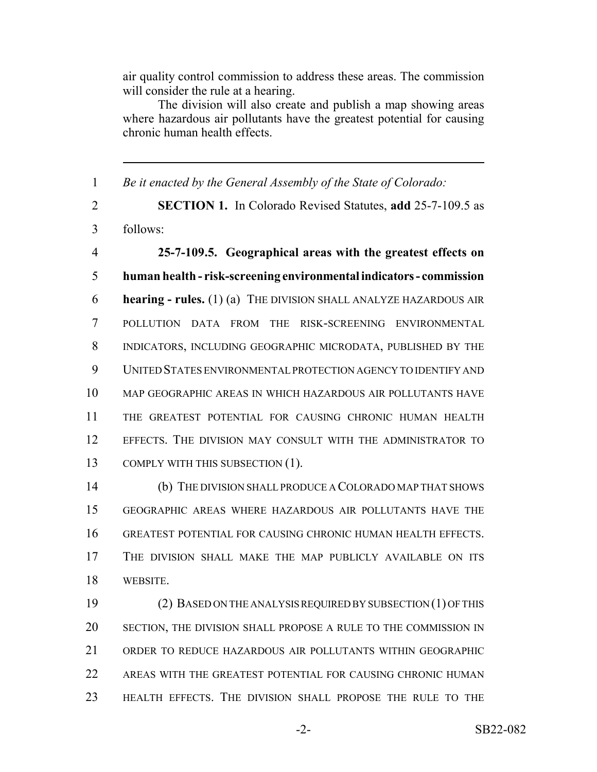air quality control commission to address these areas. The commission will consider the rule at a hearing.

The division will also create and publish a map showing areas where hazardous air pollutants have the greatest potential for causing chronic human health effects.

---

*Be it enacted by the General Assembly of the State of Colorado:*

**SECTION 1.** In Colorado Revised Statutes, **add** 25-7-109.5 as follows:

**25-7-109.5. Geographical areas with the greatest effects on human health - risk-screening environmental indicators - commission hearing - rules.** (1) (a) THE DIVISION SHALL ANALYZE HAZARDOUS AIR POLLUTION DATA FROM THE RISK-SCREENING ENVIRONMENTAL INDICATORS, INCLUDING GEOGRAPHIC MICRODATA, PUBLISHED BY THE UNITED STATES ENVIRONMENTAL PROTECTION AGENCY TO IDENTIFY AND MAP GEOGRAPHIC AREAS IN WHICH HAZARDOUS AIR POLLUTANTS HAVE THE GREATEST POTENTIAL FOR CAUSING CHRONIC HUMAN HEALTH EFFECTS. THE DIVISION MAY CONSULT WITH THE ADMINISTRATOR TO COMPLY WITH THIS SUBSECTION (1).

(b) THE DIVISION SHALL PRODUCE A COLORADO MAP THAT SHOWS GEOGRAPHIC AREAS WHERE HAZARDOUS AIR POLLUTANTS HAVE THE GREATEST POTENTIAL FOR CAUSING CHRONIC HUMAN HEALTH EFFECTS. THE DIVISION SHALL MAKE THE MAP PUBLICLY AVAILABLE ON ITS WEBSITE.

(2) BASED ON THE ANALYSIS REQUIRED BY SUBSECTION (1) OF THIS SECTION, THE DIVISION SHALL PROPOSE A RULE TO THE COMMISSION IN ORDER TO REDUCE HAZARDOUS AIR POLLUTANTS WITHIN GEOGRAPHIC AREAS WITH THE GREATEST POTENTIAL FOR CAUSING CHRONIC HUMAN HEALTH EFFECTS. THE DIVISION SHALL PROPOSE THE RULE TO THE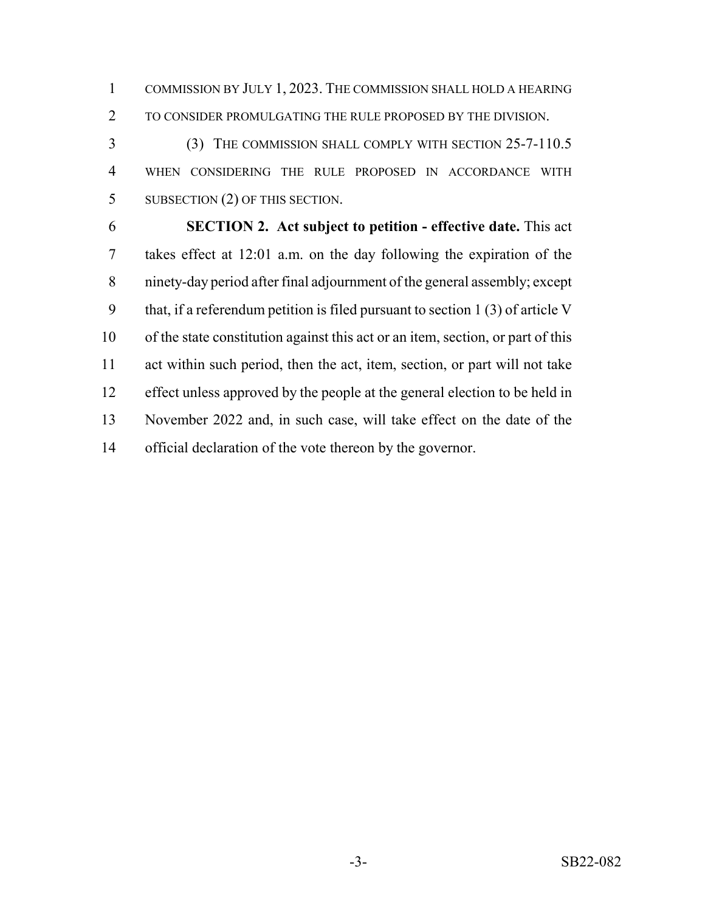COMMISSION BY JULY 1, 2023. THE COMMISSION SHALL HOLD A HEARING TO CONSIDER PROMULGATING THE RULE PROPOSED BY THE DIVISION.

(3) THE COMMISSION SHALL COMPLY WITH SECTION 25-7-110.5 WHEN CONSIDERING THE RULE PROPOSED IN ACCORDANCE WITH SUBSECTION (2) OF THIS SECTION.

**SECTION 2. Act subject to petition - effective date.** This act takes effect at 12:01 a.m. on the day following the expiration of the ninety-day period after final adjournment of the general assembly; except that, if a referendum petition is filed pursuant to section 1 (3) of article V of the state constitution against this act or an item, section, or part of this act within such period, then the act, item, section, or part will not take effect unless approved by the people at the general election to be held in November 2022 and, in such case, will take effect on the date of the official declaration of the vote thereon by the governor.